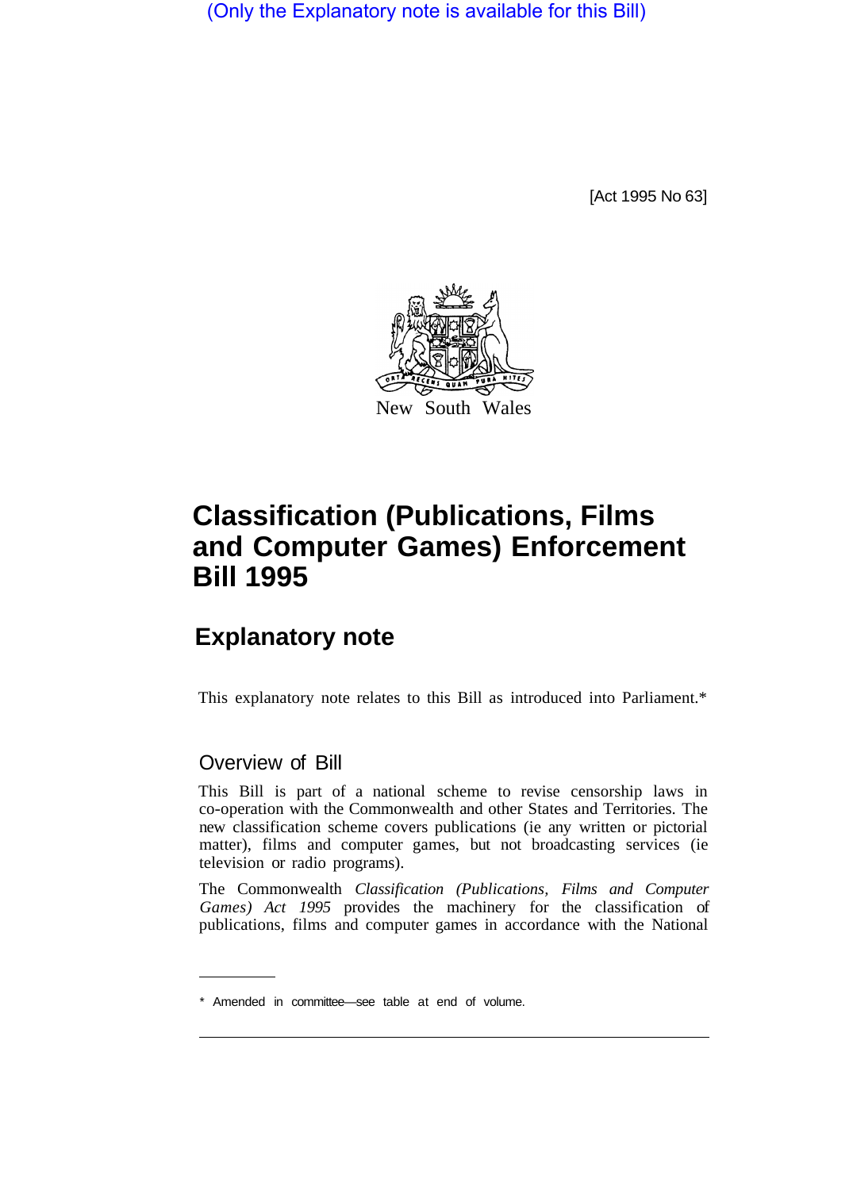(Only the Explanatory note is available for this Bill)

[Act 1995 No 63]

New South Wales

# Classification (Publications, Films and Computer Games) Enforcement Bill 1995

## Explanatory note

This explanatory note relates to this Bill as introduced into Parliament.*

### Overview of Bill

This Bill is part of a national scheme to revise censorship laws in co-operation with the Commonwealth and other States and Territories. The new classification scheme covers publications (ie any written or pictorial matter), films and computer games, but not broadcasting services (ie television or radio programs).

The Commonwealth *Classification (Publications, Films and Computer Games) Act 1995* provides the machinery for the classification of publications, films and computer games in accordance with the National

---

* Amended in committee—see table at end of volume.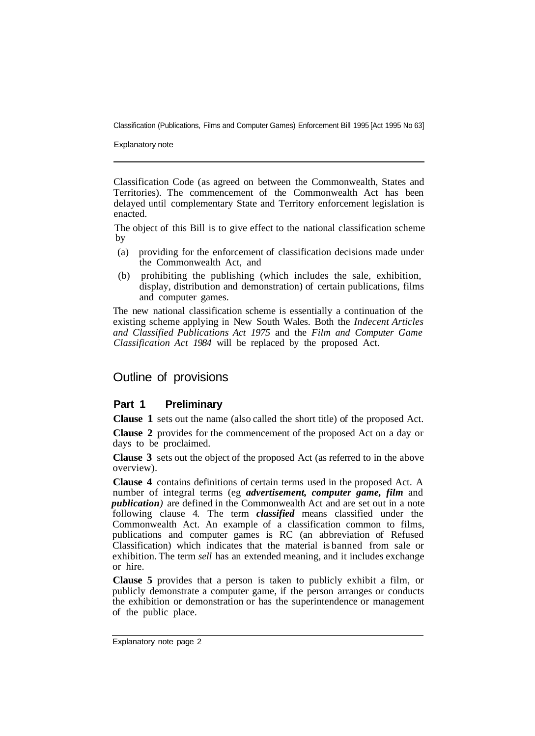Classification Code (as agreed on between the Commonwealth, States and Territories). The commencement of the Commonwealth Act has been delayed until complementary State and Territory enforcement legislation is enacted.

The object of this Bill is to give effect to the national classification scheme by

(a) providing for the enforcement of classification decisions made under the Commonwealth Act, and

(b) prohibiting the publishing (which includes the sale, exhibition, display, distribution and demonstration) of certain publications, films and computer games.

The new national classification scheme is essentially a continuation of the existing scheme applying in New South Wales. Both the *Indecent Articles and Classified Publications Act 1975* and the *Film and Computer Game Classification Act 1984* will be replaced by the proposed Act.

## Outline of provisions

### Part 1 Preliminary

**Clause 1** sets out the name (also called the short title) of the proposed Act.

**Clause 2** provides for the commencement of the proposed Act on a day or days to be proclaimed.

**Clause 3** sets out the object of the proposed Act (as referred to in the above overview).

**Clause 4** contains definitions of certain terms used in the proposed Act. A number of integral terms (eg ***advertisement, computer game, film*** and ***publication***) are defined in the Commonwealth Act and are set out in a note following clause 4. The term ***classified*** means classified under the Commonwealth Act. An example of a classification common to films, publications and computer games is RC (an abbreviation of Refused Classification) which indicates that the material is banned from sale or exhibition. The term *sell* has an extended meaning, and it includes exchange or hire.

**Clause 5** provides that a person is taken to publicly exhibit a film, or publicly demonstrate a computer game, if the person arranges or conducts the exhibition or demonstration or has the superintendence or management of the public place.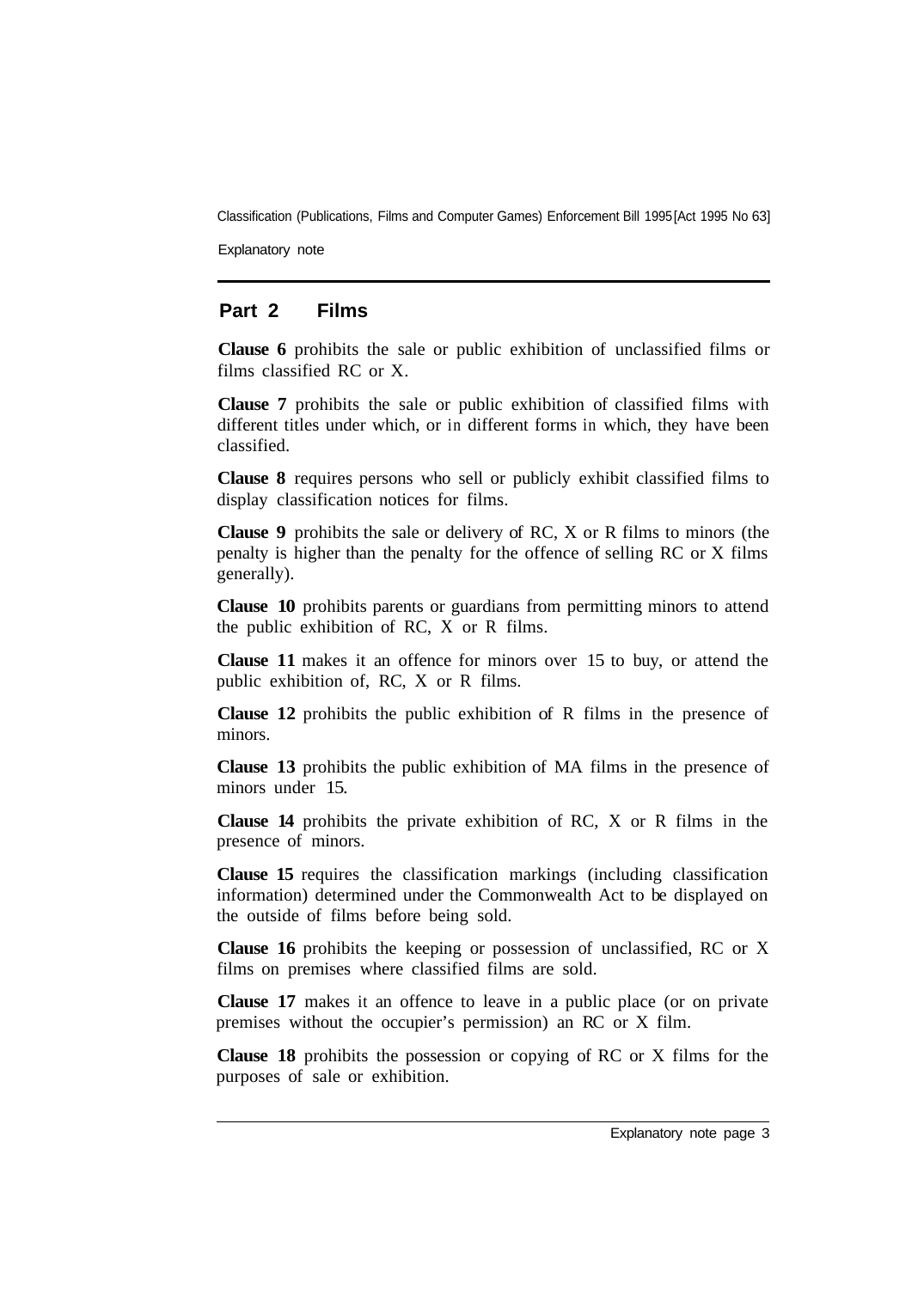## Part 2 Films

**Clause 6** prohibits the sale or public exhibition of unclassified films or films classified RC or X.

**Clause 7** prohibits the sale or public exhibition of classified films with different titles under which, or in different forms in which, they have been classified.

**Clause 8** requires persons who sell or publicly exhibit classified films to display classification notices for films.

**Clause 9** prohibits the sale or delivery of RC, X or R films to minors (the penalty is higher than the penalty for the offence of selling RC or X films generally).

**Clause 10** prohibits parents or guardians from permitting minors to attend the public exhibition of RC, X or R films.

**Clause 11** makes it an offence for minors over 15 to buy, or attend the public exhibition of, RC, X or R films.

**Clause 12** prohibits the public exhibition of R films in the presence of minors.

**Clause 13** prohibits the public exhibition of MA films in the presence of minors under 15.

**Clause 14** prohibits the private exhibition of RC, X or R films in the presence of minors.

**Clause 15** requires the classification markings (including classification information) determined under the Commonwealth Act to be displayed on the outside of films before being sold.

**Clause 16** prohibits the keeping or possession of unclassified, RC or X films on premises where classified films are sold.

**Clause 17** makes it an offence to leave in a public place (or on private premises without the occupier's permission) an RC or X film.

**Clause 18** prohibits the possession or copying of RC or X films for the purposes of sale or exhibition.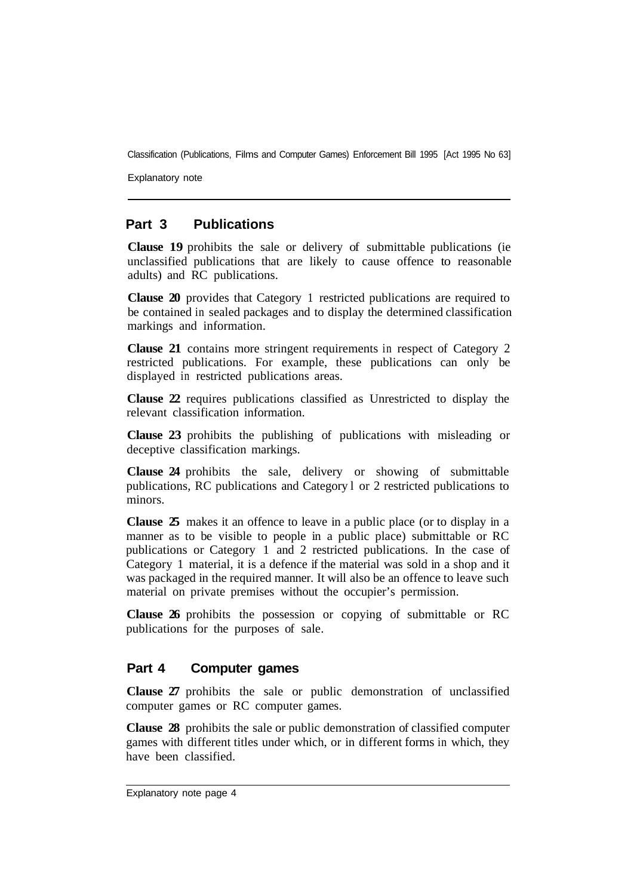## Part 3 Publications

**Clause 19** prohibits the sale or delivery of submittable publications (ie unclassified publications that are likely to cause offence to reasonable adults) and RC publications.

**Clause 20** provides that Category 1 restricted publications are required to be contained in sealed packages and to display the determined classification markings and information.

**Clause 21** contains more stringent requirements in respect of Category 2 restricted publications. For example, these publications can only be displayed in restricted publications areas.

**Clause 22** requires publications classified as Unrestricted to display the relevant classification information.

**Clause 23** prohibits the publishing of publications with misleading or deceptive classification markings.

**Clause 24** prohibits the sale, delivery or showing of submittable publications, RC publications and Category 1 or 2 restricted publications to minors.

**Clause 25** makes it an offence to leave in a public place (or to display in a manner as to be visible to people in a public place) submittable or RC publications or Category 1 and 2 restricted publications. In the case of Category 1 material, it is a defence if the material was sold in a shop and it was packaged in the required manner. It will also be an offence to leave such material on private premises without the occupier's permission.

**Clause 26** prohibits the possession or copying of submittable or RC publications for the purposes of sale.

## Part 4 Computer games

**Clause 27** prohibits the sale or public demonstration of unclassified computer games or RC computer games.

**Clause 28** prohibits the sale or public demonstration of classified computer games with different titles under which, or in different forms in which, they have been classified.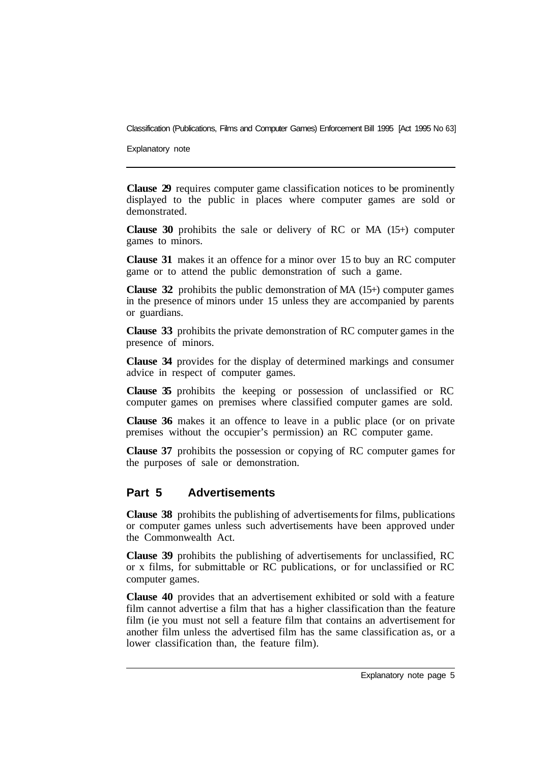**Clause 29** requires computer game classification notices to be prominently displayed to the public in places where computer games are sold or demonstrated.

**Clause 30** prohibits the sale or delivery of RC or MA (15+) computer games to minors.

**Clause 31** makes it an offence for a minor over 15 to buy an RC computer game or to attend the public demonstration of such a game.

**Clause 32** prohibits the public demonstration of MA (15+) computer games in the presence of minors under 15 unless they are accompanied by parents or guardians.

**Clause 33** prohibits the private demonstration of RC computer games in the presence of minors.

**Clause 34** provides for the display of determined markings and consumer advice in respect of computer games.

**Clause 35** prohibits the keeping or possession of unclassified or RC computer games on premises where classified computer games are sold.

**Clause 36** makes it an offence to leave in a public place (or on private premises without the occupier's permission) an RC computer game.

**Clause 37** prohibits the possession or copying of RC computer games for the purposes of sale or demonstration.

## Part 5 Advertisements

**Clause 38** prohibits the publishing of advertisements for films, publications or computer games unless such advertisements have been approved under the Commonwealth Act.

**Clause 39** prohibits the publishing of advertisements for unclassified, RC or x films, for submittable or RC publications, or for unclassified or RC computer games.

**Clause 40** provides that an advertisement exhibited or sold with a feature film cannot advertise a film that has a higher classification than the feature film (ie you must not sell a feature film that contains an advertisement for another film unless the advertised film has the same classification as, or a lower classification than, the feature film).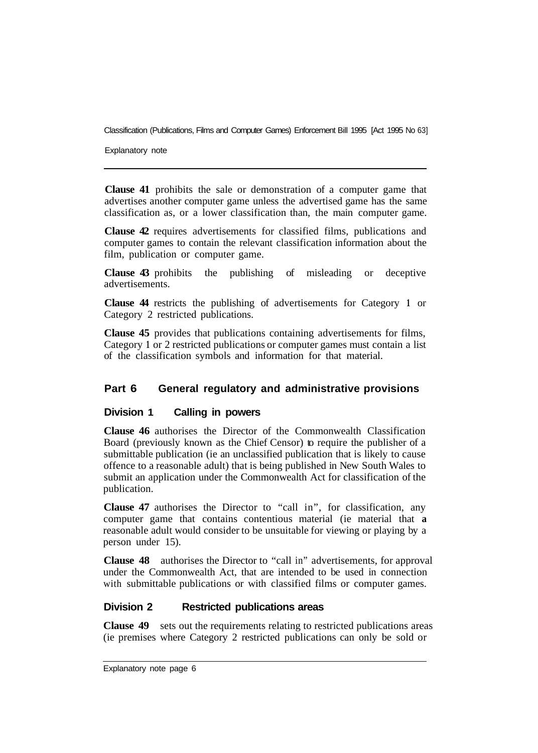**Clause 41** prohibits the sale or demonstration of a computer game that advertises another computer game unless the advertised game has the same classification as, or a lower classification than, the main computer game.

**Clause 42** requires advertisements for classified films, publications and computer games to contain the relevant classification information about the film, publication or computer game.

**Clause 43** prohibits the publishing of misleading or deceptive advertisements.

**Clause 44** restricts the publishing of advertisements for Category 1 or Category 2 restricted publications.

**Clause 45** provides that publications containing advertisements for films, Category 1 or 2 restricted publications or computer games must contain a list of the classification symbols and information for that material.

## Part 6 General regulatory and administrative provisions

### Division 1 Calling in powers

**Clause 46** authorises the Director of the Commonwealth Classification Board (previously known as the Chief Censor) to require the publisher of a submittable publication (ie an unclassified publication that is likely to cause offence to a reasonable adult) that is being published in New South Wales to submit an application under the Commonwealth Act for classification of the publication.

**Clause 47** authorises the Director to "call in", for classification, any computer game that contains contentious material (ie material that a reasonable adult would consider to be unsuitable for viewing or playing by a person under 15).

**Clause 48** authorises the Director to "call in" advertisements, for approval under the Commonwealth Act, that are intended to be used in connection with submittable publications or with classified films or computer games.

### Division 2 Restricted publications areas

**Clause 49** sets out the requirements relating to restricted publications areas (ie premises where Category 2 restricted publications can only be sold or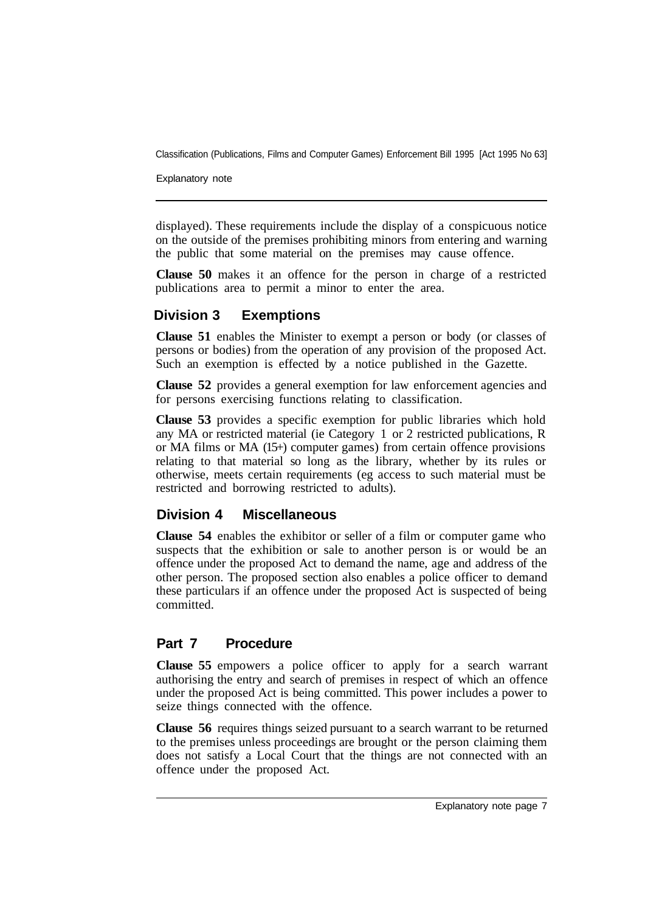displayed). These requirements include the display of a conspicuous notice on the outside of the premises prohibiting minors from entering and warning the public that some material on the premises may cause offence.

**Clause 50** makes it an offence for the person in charge of a restricted publications area to permit a minor to enter the area.

### Division 3 Exemptions

**Clause 51** enables the Minister to exempt a person or body (or classes of persons or bodies) from the operation of any provision of the proposed Act. Such an exemption is effected by a notice published in the Gazette.

**Clause 52** provides a general exemption for law enforcement agencies and for persons exercising functions relating to classification.

**Clause 53** provides a specific exemption for public libraries which hold any MA or restricted material (ie Category 1 or 2 restricted publications, R or MA films or MA (15+) computer games) from certain offence provisions relating to that material so long as the library, whether by its rules or otherwise, meets certain requirements (eg access to such material must be restricted and borrowing restricted to adults).

### Division 4 Miscellaneous

**Clause 54** enables the exhibitor or seller of a film or computer game who suspects that the exhibition or sale to another person is or would be an offence under the proposed Act to demand the name, age and address of the other person. The proposed section also enables a police officer to demand these particulars if an offence under the proposed Act is suspected of being committed.

## Part 7 Procedure

**Clause 55** empowers a police officer to apply for a search warrant authorising the entry and search of premises in respect of which an offence under the proposed Act is being committed. This power includes a power to seize things connected with the offence.

**Clause 56** requires things seized pursuant to a search warrant to be returned to the premises unless proceedings are brought or the person claiming them does not satisfy a Local Court that the things are not connected with an offence under the proposed Act.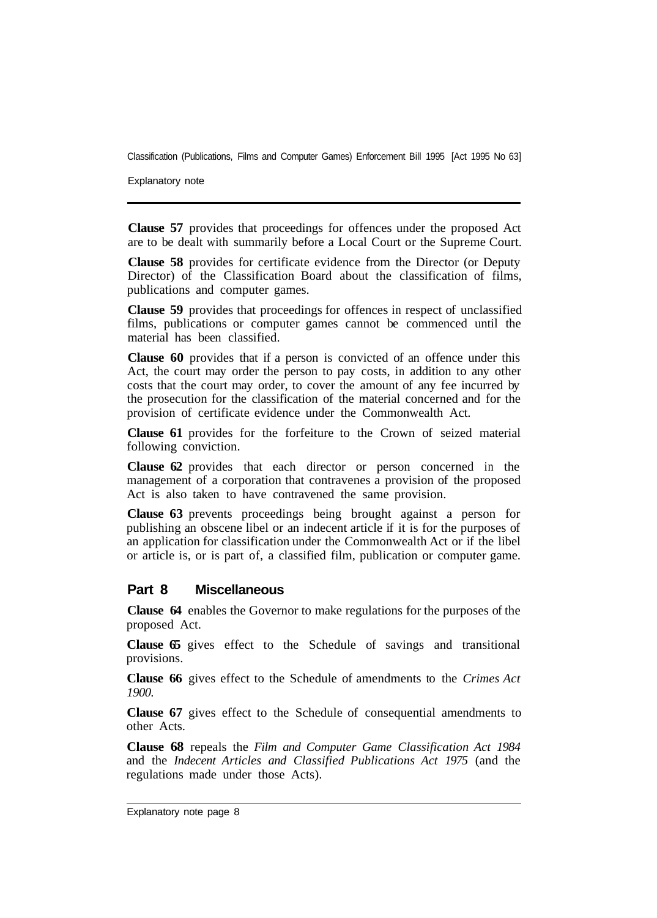**Clause 57** provides that proceedings for offences under the proposed Act are to be dealt with summarily before a Local Court or the Supreme Court.

**Clause 58** provides for certificate evidence from the Director (or Deputy Director) of the Classification Board about the classification of films, publications and computer games.

**Clause 59** provides that proceedings for offences in respect of unclassified films, publications or computer games cannot be commenced until the material has been classified.

**Clause 60** provides that if a person is convicted of an offence under this Act, the court may order the person to pay costs, in addition to any other costs that the court may order, to cover the amount of any fee incurred by the prosecution for the classification of the material concerned and for the provision of certificate evidence under the Commonwealth Act.

**Clause 61** provides for the forfeiture to the Crown of seized material following conviction.

**Clause 62** provides that each director or person concerned in the management of a corporation that contravenes a provision of the proposed Act is also taken to have contravened the same provision.

**Clause 63** prevents proceedings being brought against a person for publishing an obscene libel or an indecent article if it is for the purposes of an application for classification under the Commonwealth Act or if the libel or article is, or is part of, a classified film, publication or computer game.

## Part 8 Miscellaneous

**Clause 64** enables the Governor to make regulations for the purposes of the proposed Act.

**Clause 65** gives effect to the Schedule of savings and transitional provisions.

**Clause 66** gives effect to the Schedule of amendments to the *Crimes Act 1900.*

**Clause 67** gives effect to the Schedule of consequential amendments to other Acts.

**Clause 68** repeals the *Film and Computer Game Classification Act 1984* and the *Indecent Articles and Classified Publications Act 1975* (and the regulations made under those Acts).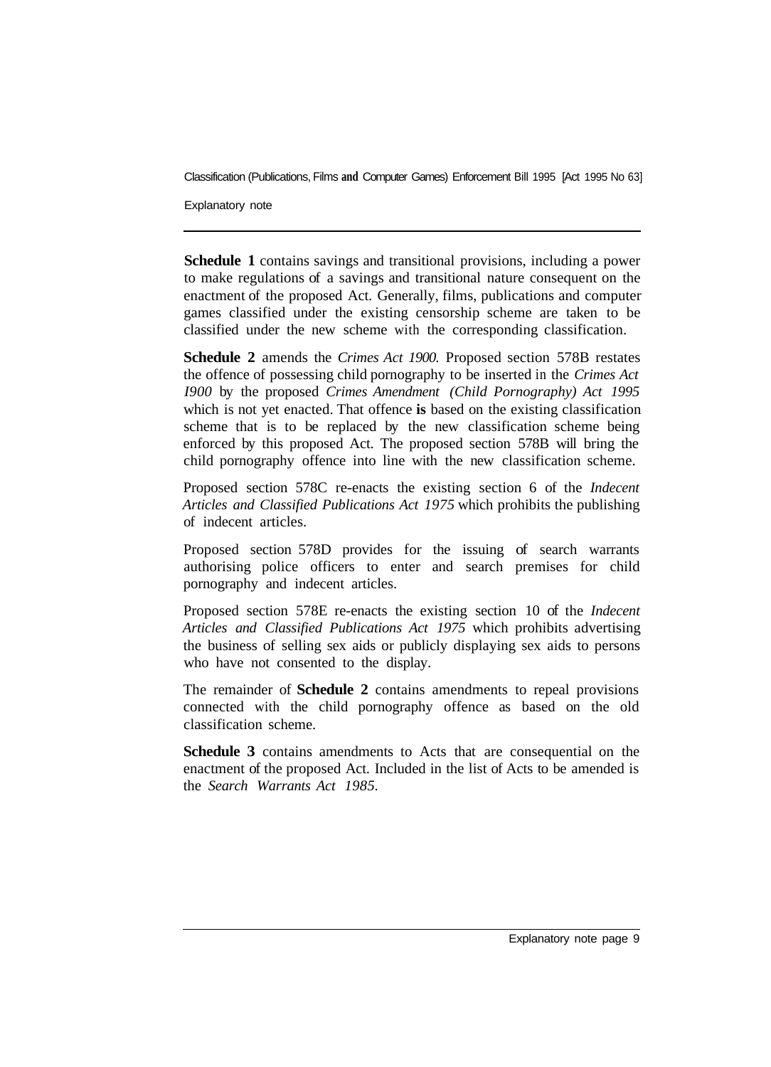**Schedule 1** contains savings and transitional provisions, including a power to make regulations of a savings and transitional nature consequent on the enactment of the proposed Act. Generally, films, publications and computer games classified under the existing censorship scheme are taken to be classified under the new scheme with the corresponding classification.

**Schedule 2** amends the *Crimes Act 1900.* Proposed section 578B restates the offence of possessing child pornography to be inserted in the *Crimes Act I900* by the proposed *Crimes Amendment (Child Pornography) Act 1995* which is not yet enacted. That offence **is** based on the existing classification scheme that is to be replaced by the new classification scheme being enforced by this proposed Act. The proposed section 578B will bring the child pornography offence into line with the new classification scheme.

Proposed section 578C re-enacts the existing section 6 of the *Indecent Articles and Classified Publications Act 1975* which prohibits the publishing of indecent articles.

Proposed section 578D provides for the issuing of search warrants authorising police officers to enter and search premises for child pornography and indecent articles.

Proposed section 578E re-enacts the existing section 10 of the *Indecent Articles and Classified Publications Act 1975* which prohibits advertising the business of selling sex aids or publicly displaying sex aids to persons who have not consented to the display.

The remainder of **Schedule 2** contains amendments to repeal provisions connected with the child pornography offence as based on the old classification scheme.

**Schedule 3** contains amendments to Acts that are consequential on the enactment of the proposed Act. Included in the list of Acts to be amended is the *Search Warrants Act 1985*.